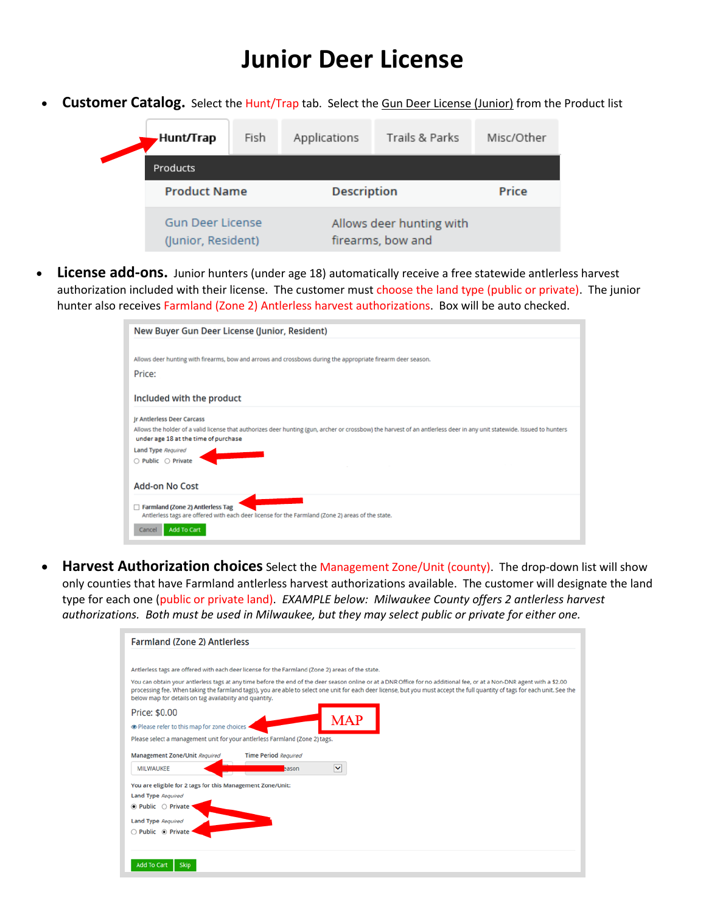# Junior Deer License

- **Customer Catalog.** Select the Hunt/Trap tab. Select the Gun Deer License (Junior) from the Product list

Hunt/Trap | Fish | Applications | Trails & Parks | Misc/Other

Products

| Product Name | Description | Price |
|---|---|---|
| Gun Deer License (Junior, Resident) | Allows deer hunting with firearms, bow and | |

- **License add-ons.** Junior hunters (under age 18) automatically receive a free statewide antlerless harvest authorization included with their license. The customer must choose the land type (public or private). The junior hunter also receives Farmland (Zone 2) Antlerless harvest authorizations. Box will be auto checked.

New Buyer Gun Deer License (Junior, Resident)

Allows deer hunting with firearms, bow and arrows and crossbows during the appropriate firearm deer season.

Price:

Included with the product

Jr Antlerless Deer Carcass

Allows the holder of a valid license that authorizes deer hunting (gun, archer or crossbow) the harvest of an antlerless deer in any unit statewide. Issued to hunters under age 18 at the time of purchase

Land Type *Required*

○ Public ○ Private

Add-on No Cost

☐ Farmland (Zone 2) Antlerless Tag

Antlerless tags are offered with each deer license for the Farmland (Zone 2) areas of the state.

Cancel | Add To Cart

- **Harvest Authorization choices** Select the Management Zone/Unit (county). The drop-down list will show only counties that have Farmland antlerless harvest authorizations available. The customer will designate the land type for each one (public or private land). *EXAMPLE below: Milwaukee County offers 2 antlerless harvest authorizations. Both must be used in Milwaukee, but they may select public or private for either one.*

Farmland (Zone 2) Antlerless

Antlerless tags are offered with each deer license for the Farmland (Zone 2) areas of the state.

You can obtain your antlerless tags at any time before the end of the deer season online or at a DNR Office for no additional fee, or at a Non-DNR agent with a $2.00 processing fee. When taking the farmland tag(s), you are able to select one unit for each deer license, but you must accept the full quantity of tags for each unit. See the below map for details on tag availability and quantity.

Price: $0.00

Please refer to this map for zone choices — MAP

Please select a management unit for your antlerless Farmland (Zone 2) tags.

Management Zone/Unit *Required*: MILWAUKEE

Time Period *Required*: ...eason

You are eligible for 2 tags for this Management Zone/Unit:

Land Type *Required*

◉ Public ○ Private

Land Type *Required*

○ Public ◉ Private

Add To Cart | Skip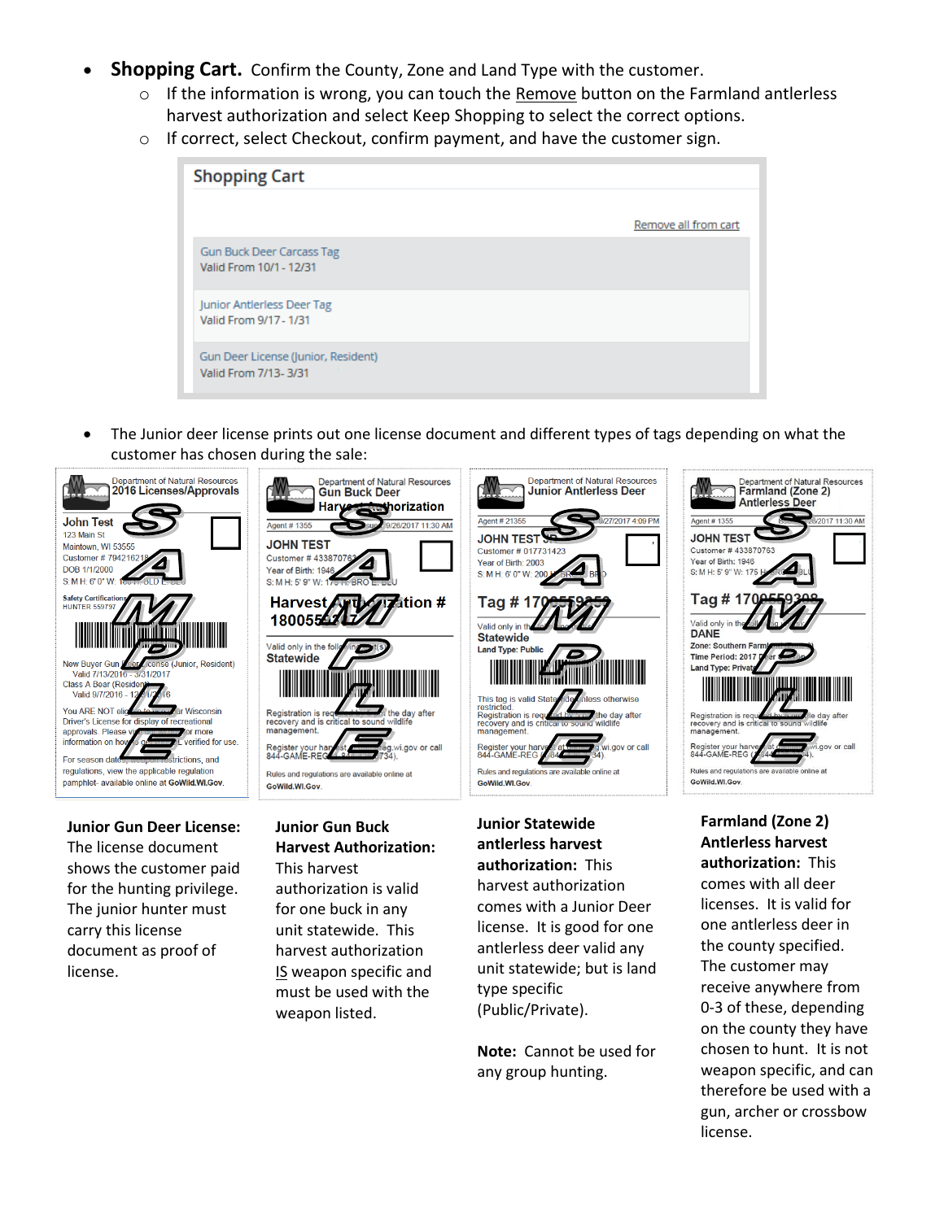- **Shopping Cart.** Confirm the County, Zone and Land Type with the customer.
  - If the information is wrong, you can touch the Remove button on the Farmland antlerless harvest authorization and select Keep Shopping to select the correct options.
  - If correct, select Checkout, confirm payment, and have the customer sign.

Shopping Cart

Remove all from cart

Gun Buck Deer Carcass Tag
Valid From 10/1 - 12/31

Junior Antlerless Deer Tag
Valid From 9/17 - 1/31

Gun Deer License (Junior, Resident)
Valid From 7/13 - 3/31

- The Junior deer license prints out one license document and different types of tags depending on what the customer has chosen during the sale:

Department of Natural Resources
2016 Licenses/Approvals

John Test
123 Main St
Maintown, WI 53555
Customer # 794216218
DOB 1/1/2000
S M H: 6' 0" W: 1** H: BLD E: BLU

Safety Certifications
HUNTER 559797

New Buyer Gun Deer License (Junior, Resident)
Valid 7/13/2016 - 3/31/2017
Class A Bear (Resident)
Valid 9/7/2016 - 12/31/2016

You ARE NOT eligible to use your Wisconsin Driver's License for display of recreational approvals. Please visit ... or more information on how to get ... L verified for use.

For season dates, weapon restrictions, and regulations, view the applicable regulation pamphlet- available online at GoWild.WI.Gov.

Department of Natural Resources
Gun Buck Deer
Harvest Authorization

Agent # 1355 ... 9/26/2017 11:30 AM

JOHN TEST
Customer # 433870763
Year of Birth: 1946
S: M H: 5' 9" W: 175 H: BRO E: BLU

Harvest Authorization #
180055...

Valid only in the following unit(s):
Statewide

Registration is required by 5 pm the day after recovery and is critical to sound wildlife management.

Register your harvest at ...g.wi.gov or call 844-GAME-REG (...734).

Rules and regulations are available online at GoWild.WI.Gov.

Department of Natural Resources
Junior Antlerless Deer

Agent # 21355 ... 9/27/2017 4:09 PM

JOHN TEST JR
Customer # 017731423
Year of Birth: 2003
S: M H: 6' 0" W: 200 H: BRO E: BRO

Tag # 170...

Valid only in the ...
Statewide
Land Type: Public

This tag is valid Statewide unless otherwise restricted.
Registration is required by ... the day after recovery and is critical to sound wildlife management.

Register your harvest at ...g.wi.gov or call 844-GAME-REG (...734).

Rules and regulations are available online at GoWild.WI.Gov.

Department of Natural Resources
Farmland (Zone 2)
Antlerless Deer

Agent # 1355 ... 9/26/2017 11:30 AM

JOHN TEST
Customer # 433870763
Year of Birth: 1946
S: M H: 5' 9" W: 175 H: BRO E: BLU

Tag # 170...9308

Valid only in the following ...
DANE
Zone: Southern Farmland
Time Period: 2017 Deer Season
Land Type: Private

Registration is required by ... the day after recovery and is critical to sound wildlife management.

Register your harvest at ...wi.gov or call 844-GAME-REG (...734).

Rules and regulations are available online at GoWild.WI.Gov.

**Junior Gun Deer License:** The license document shows the customer paid for the hunting privilege. The junior hunter must carry this license document as proof of license.

**Junior Gun Buck Harvest Authorization:** This harvest authorization is valid for one buck in any unit statewide. This harvest authorization IS weapon specific and must be used with the weapon listed.

**Junior Statewide antlerless harvest authorization:** This harvest authorization comes with a Junior Deer license. It is good for one antlerless deer valid any unit statewide; but is land type specific (Public/Private).

**Note:** Cannot be used for any group hunting.

**Farmland (Zone 2) Antlerless harvest authorization:** This comes with all deer licenses. It is valid for one antlerless deer in the county specified. The customer may receive anywhere from 0-3 of these, depending on the county they have chosen to hunt. It is not weapon specific, and can therefore be used with a gun, archer or crossbow license.